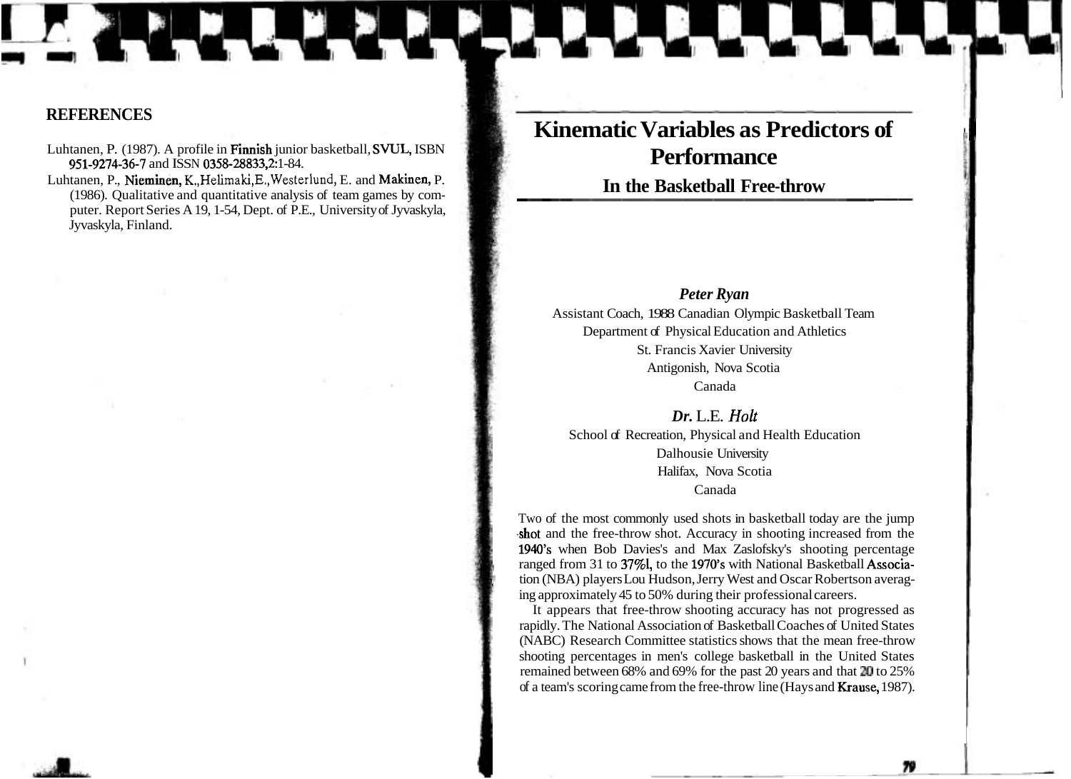## REFERENCES

Luhtanen, P. (1987). A profile in Finnish junior basketball, SVUL, ISBN 951-9274-36-7 and ISSN 0358-28833,2:1-84.

Luhtanen, P., Nieminen, K., Helimaki, E., Westerlund, E. and Makinen, P. (1986). Qualitative and quantitative analysis of team games by computer. Report Series A 19, 1-54, Dept. of P.E., University of Jyvaskyla, Jyvaskyla, Finland.

# Kinematic Variables as Predictors of Performance

## In the Basketball Free-throw

***Peter Ryan***
Assistant Coach, 1988 Canadian Olympic Basketball Team
Department of Physical Education and Athletics
St. Francis Xavier University
Antigonish, Nova Scotia
Canada

***Dr.** L.E. Holt*
School of Recreation, Physical and Health Education
Dalhousie University
Halifax, Nova Scotia
Canada

Two of the most commonly used shots in basketball today are the jump shot and the free-throw shot. Accuracy in shooting increased from the 1940's when Bob Davies's and Max Zaslofsky's shooting percentage ranged from 31 to 37%l, to the 1970's with National Basketball Association (NBA) players Lou Hudson, Jerry West and Oscar Robertson averaging approximately 45 to 50% during their professional careers.

It appears that free-throw shooting accuracy has not progressed as rapidly. The National Association of Basketball Coaches of United States (NABC) Research Committee statistics shows that the mean free-throw shooting percentages in men's college basketball in the United States remained between 68% and 69% for the past 20 years and that 20 to 25% of a team's scoring came from the free-throw line (Hays and Krause, 1987).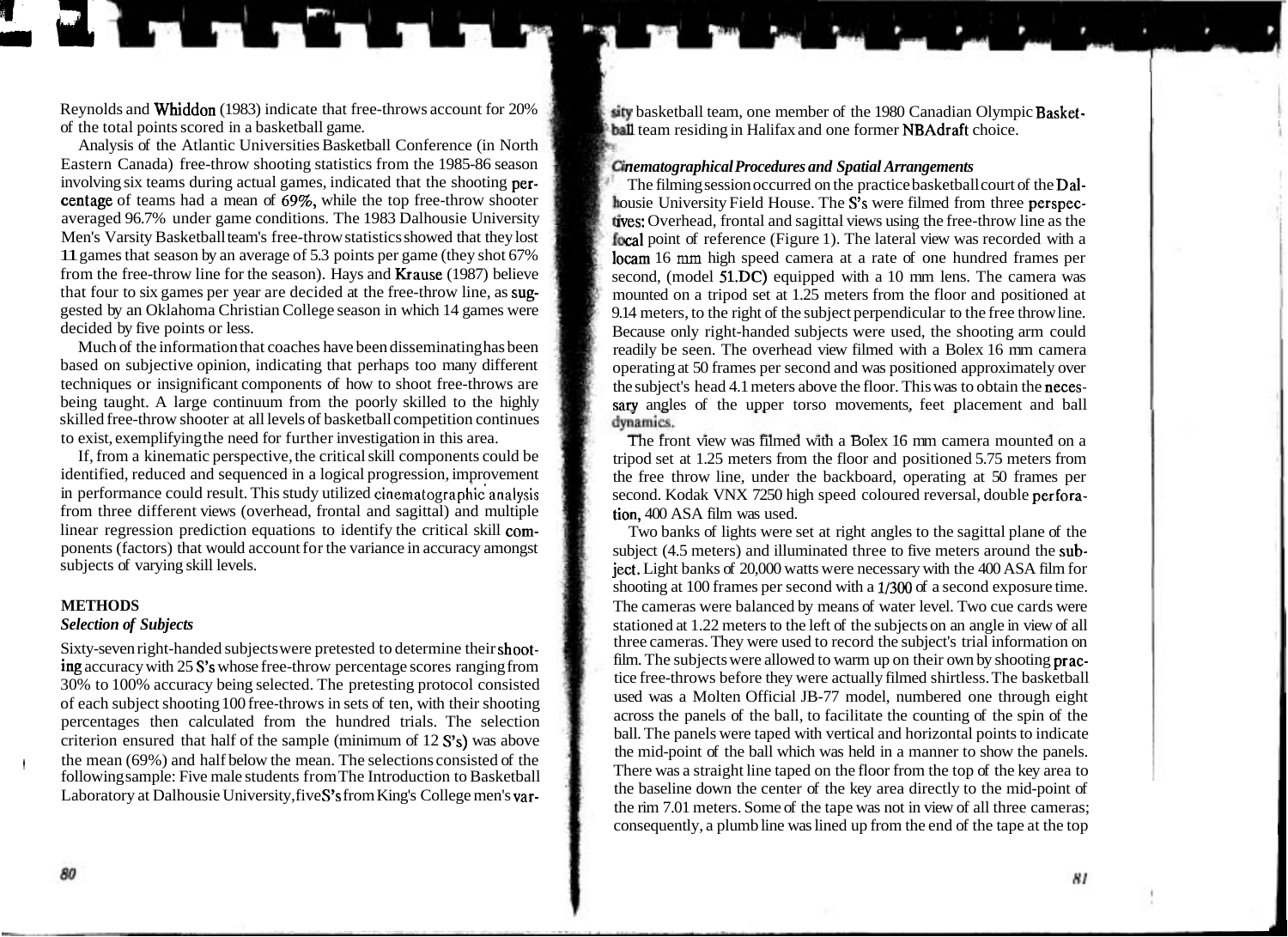Reynolds and Whiddon (1983) indicate that free-throws account for 20% of the total points scored in a basketball game.

Analysis of the Atlantic Universities Basketball Conference (in North Eastern Canada) free-throw shooting statistics from the 1985-86 season involving six teams during actual games, indicated that the shooting percentage of teams had a mean of 69%, while the top free-throw shooter averaged 96.7% under game conditions. The 1983 Dalhousie University Men's Varsity Basketball team's free-throw statistics showed that they lost 11 games that season by an average of 5.3 points per game (they shot 67% from the free-throw line for the season). Hays and Krause (1987) believe that four to six games per year are decided at the free-throw line, as suggested by an Oklahoma Christian College season in which 14 games were decided by five points or less.

Much of the information that coaches have been disseminating has been based on subjective opinion, indicating that perhaps too many different techniques or insignificant components of how to shoot free-throws are being taught. A large continuum from the poorly skilled to the highly skilled free-throw shooter at all levels of basketball competition continues to exist, exemplifying the need for further investigation in this area.

If, from a kinematic perspective, the critical skill components could be identified, reduced and sequenced in a logical progression, improvement in performance could result. This study utilized cinematographic analysis from three different views (overhead, frontal and sagittal) and multiple linear regression prediction equations to identify the critical skill components (factors) that would account for the variance in accuracy amongst subjects of varying skill levels.

## METHODS

### *Selection of Subjects*

Sixty-seven right-handed subjects were pretested to determine their shooting accuracy with 25 S's whose free-throw percentage scores ranging from 30% to 100% accuracy being selected. The pretesting protocol consisted of each subject shooting 100 free-throws in sets of ten, with their shooting percentages then calculated from the hundred trials. The selection criterion ensured that half of the sample (minimum of 12 S's) was above the mean (69%) and half below the mean. The selections consisted of the following sample: Five male students from The Introduction to Basketball Laboratory at Dalhousie University, five S's from King's College men's varsity basketball team, one member of the 1980 Canadian Olympic Basketball team residing in Halifax and one former NBA draft choice.

### *Cinematographical Procedures and Spatial Arrangements*

The filming session occurred on the practice basketball court of the Dalhousie University Field House. The S's were filmed from three perspectives: Overhead, frontal and sagittal views using the free-throw line as the focal point of reference (Figure 1). The lateral view was recorded with a locam 16 mm high speed camera at a rate of one hundred frames per second, (model 51.DC) equipped with a 10 mm lens. The camera was mounted on a tripod set at 1.25 meters from the floor and positioned at 9.14 meters, to the right of the subject perpendicular to the free throw line. Because only right-handed subjects were used, the shooting arm could readily be seen. The overhead view filmed with a Bolex 16 mm camera operating at 50 frames per second and was positioned approximately over the subject's head 4.1 meters above the floor. This was to obtain the necessary angles of the upper torso movements, feet placement and ball dynamics.

The front view was filmed with a Bolex 16 mm camera mounted on a tripod set at 1.25 meters from the floor and positioned 5.75 meters from the free throw line, under the backboard, operating at 50 frames per second. Kodak VNX 7250 high speed coloured reversal, double perforation, 400 ASA film was used.

Two banks of lights were set at right angles to the sagittal plane of the subject (4.5 meters) and illuminated three to five meters around the subject. Light banks of 20,000 watts were necessary with the 400 ASA film for shooting at 100 frames per second with a 1/300 of a second exposure time. The cameras were balanced by means of water level. Two cue cards were stationed at 1.22 meters to the left of the subjects on an angle in view of all three cameras. They were used to record the subject's trial information on film. The subjects were allowed to warm up on their own by shooting practice free-throws before they were actually filmed shirtless. The basketball used was a Molten Official JB-77 model, numbered one through eight across the panels of the ball, to facilitate the counting of the spin of the ball. The panels were taped with vertical and horizontal points to indicate the mid-point of the ball which was held in a manner to show the panels. There was a straight line taped on the floor from the top of the key area to the baseline down the center of the key area directly to the mid-point of the rim 7.01 meters. Some of the tape was not in view of all three cameras; consequently, a plumb line was lined up from the end of the tape at the top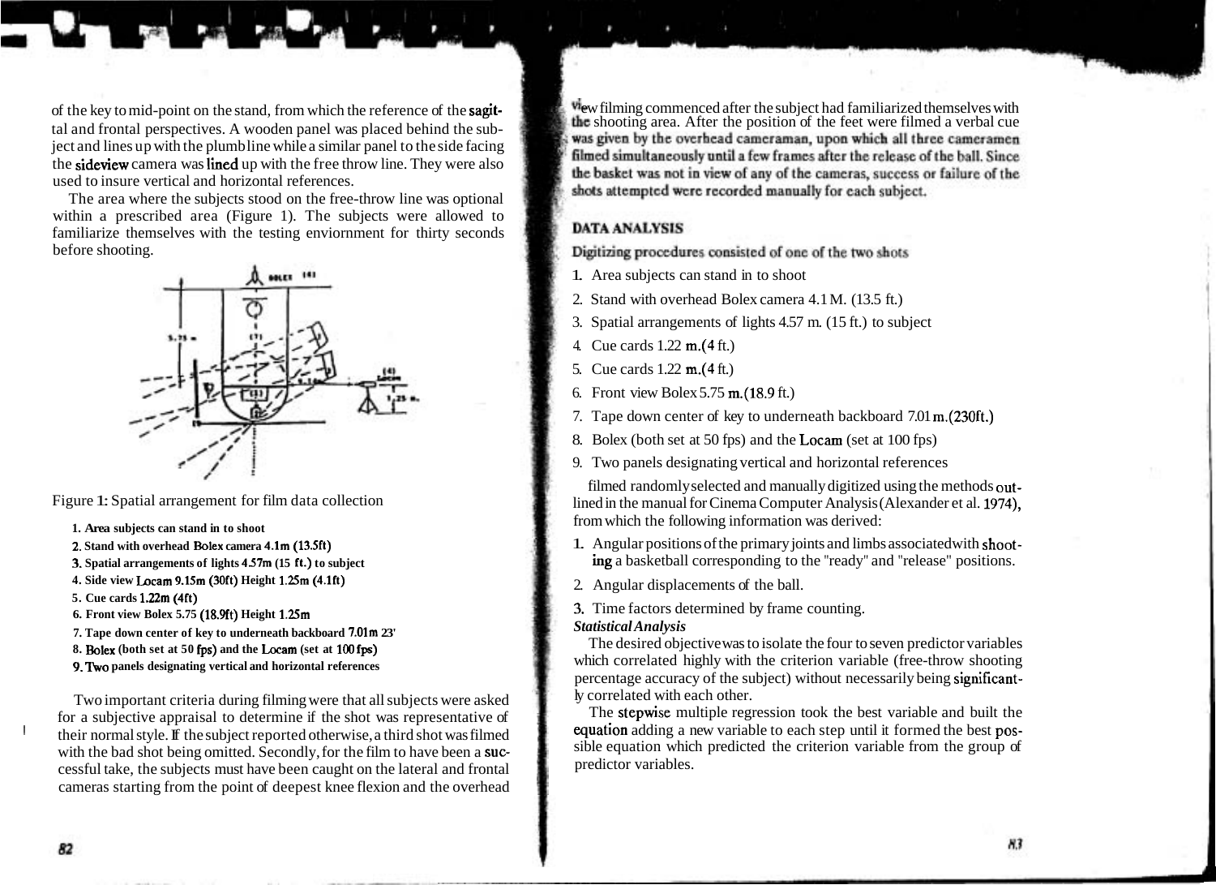of the key to mid-point on the stand, from which the reference of the sagittal and frontal perspectives. A wooden panel was placed behind the subject and lines up with the plumbline while a similar panel to the side facing the sideview camera was lined up with the free throw line. They were also used to insure vertical and horizontal references.

The area where the subjects stood on the free-throw line was optional within a prescribed area (Figure 1). The subjects were allowed to familiarize themselves with the testing enviornment for thirty seconds before shooting.

Figure 1: Spatial arrangement for film data collection

1. Area subjects can stand in to shoot
2. Stand with overhead Bolex camera 4.1m (13.5ft)
3. Spatial arrangements of lights 4.57m (15 ft.) to subject
4. Side view Locam 9.15m (30ft) Height 1.25m (4.1ft)
5. Cue cards 1.22m (4ft)
6. Front view Bolex 5.75 (18.9ft) Height 1.25m
7. Tape down center of key to underneath backboard 7.01m 23'
8. Bolex (both set at 50 fps) and the Locam (set at 100 fps)
9. Two panels designating vertical and horizontal references

Two important criteria during filming were that all subjects were asked for a subjective appraisal to determine if the shot was representative of their normal style. If the subject reported otherwise, a third shot was filmed with the bad shot being omitted. Secondly, for the film to have been a successful take, the subjects must have been caught on the lateral and frontal cameras starting from the point of deepest knee flexion and the overhead view filming commenced after the subject had familiarized themselves with the shooting area. After the position of the feet were filmed a verbal cue was given by the overhead cameraman, upon which all three cameramen filmed simultaneously until a few frames after the release of the ball. Since the basket was not in view of any of the cameras, success or failure of the shots attempted were recorded manually for each subject.

## DATA ANALYSIS

Digitizing procedures consisted of one of the two shots

1. Area subjects can stand in to shoot
2. Stand with overhead Bolex camera 4.1 M. (13.5 ft.)
3. Spatial arrangements of lights 4.57 m. (15 ft.) to subject
4. Cue cards 1.22 m.(4 ft.)
5. Cue cards 1.22 m.(4 ft.)
6. Front view Bolex 5.75 m.(18.9 ft.)
7. Tape down center of key to underneath backboard 7.01 m.(230ft.)
8. Bolex (both set at 50 fps) and the Locam (set at 100 fps)
9. Two panels designating vertical and horizontal references

filmed randomly selected and manually digitized using the methods outlined in the manual for Cinema Computer Analysis (Alexander et al. 1974), from which the following information was derived:

1. Angular positions of the primary joints and limbs associated with shooting a basketball corresponding to the "ready" and "release" positions.
2. Angular displacements of the ball.
3. Time factors determined by frame counting.

### *Statistical Analysis*

The desired objective was to isolate the four to seven predictor variables which correlated highly with the criterion variable (free-throw shooting percentage accuracy of the subject) without necessarily being significantly correlated with each other.

The stepwise multiple regression took the best variable and built the equation adding a new variable to each step until it formed the best possible equation which predicted the criterion variable from the group of predictor variables.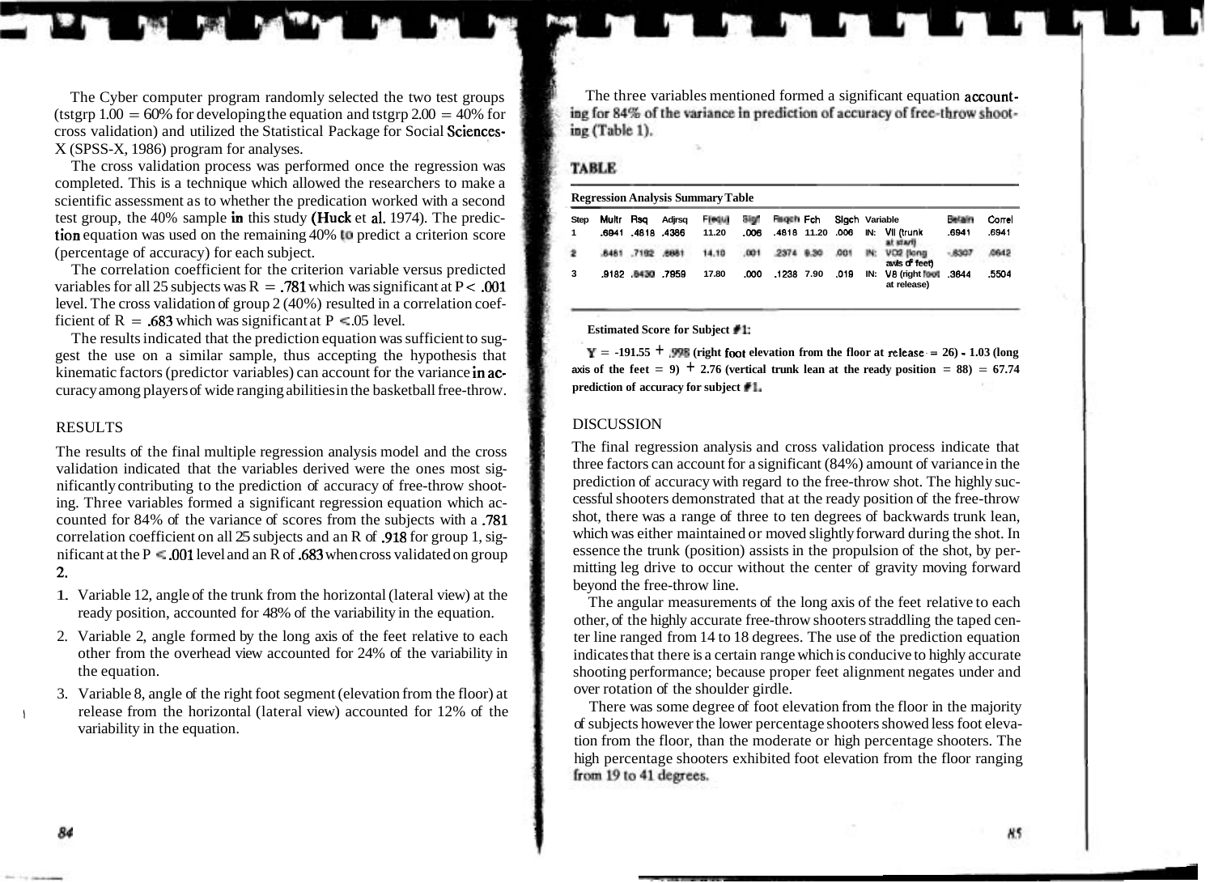The Cyber computer program randomly selected the two test groups (tstgrp 1.00 = 60% for developing the equation and tstgrp 2.00 = 40% for cross validation) and utilized the Statistical Package for Social Sciences-X (SPSS-X, 1986) program for analyses.

The cross validation process was performed once the regression was completed. This is a technique which allowed the researchers to make a scientific assessment as to whether the predication worked with a second test group, the 40% sample in this study (Huck et al. 1974). The prediction equation was used on the remaining 40% to predict a criterion score (percentage of accuracy) for each subject.

The correlation coefficient for the criterion variable versus predicted variables for all 25 subjects was $R = .781$ which was significant at $P < .001$ level. The cross validation of group 2 (40%) resulted in a correlation coefficient of $R = .683$ which was significant at $P \leq .05$ level.

The results indicated that the prediction equation was sufficient to suggest the use on a similar sample, thus accepting the hypothesis that kinematic factors (predictor variables) can account for the variance in accuracy among players of wide ranging abilities in the basketball free-throw.

## RESULTS

The results of the final multiple regression analysis model and the cross validation indicated that the variables derived were the ones most significantly contributing to the prediction of accuracy of free-throw shooting. Three variables formed a significant regression equation which accounted for 84% of the variance of scores from the subjects with a .781 correlation coefficient on all 25 subjects and an R of .918 for group 1, significant at the $P \leq .001$ level and an R of .683 when cross validated on group 2.

1. Variable 12, angle of the trunk from the horizontal (lateral view) at the ready position, accounted for 48% of the variability in the equation.
2. Variable 2, angle formed by the long axis of the feet relative to each other from the overhead view accounted for 24% of the variability in the equation.
3. Variable 8, angle of the right foot segment (elevation from the floor) at release from the horizontal (lateral view) accounted for 12% of the variability in the equation.

The three variables mentioned formed a significant equation accounting for 84% of the variance in prediction of accuracy of free-throw shooting (Table 1).

**TABLE**

**Regression Analysis Summary Table**

| Step | Multr | Rsq | Adjrsq | F(equ) | Sigf | Rsqch | Fch | Sigch | Variable | Betain | Correl |
|---|---|---|---|---|---|---|---|---|---|---|---|
| 1 | .6941 | .4818 | .4386 | 11.20 | .006 | .4818 | 11.20 | .006 | IN: V11 (trunk at start) | .6941 | .6941 |
| 2 | .8461 | .7192 | .6681 | 14.10 | .001 | .2374 | 9.30 | .001 | IN: VO2 (long axis of feet) | -.6307 | .0642 |
| 3 | .9182 | .8430 | .7959 | 17.80 | .000 | .1238 | 7.90 | .019 | IN: V8 (right foot at release) | .3644 | .5504 |

**Estimated Score for Subject #1:**

**Y = -191.55 + .998 (right foot elevation from the floor at release = 26) - 1.03 (long axis of the feet = 9) + 2.76 (vertical trunk lean at the ready position = 88) = 67.74 prediction of accuracy for subject #1.**

## DISCUSSION

The final regression analysis and cross validation process indicate that three factors can account for a significant (84%) amount of variance in the prediction of accuracy with regard to the free-throw shot. The highly successful shooters demonstrated that at the ready position of the free-throw shot, there was a range of three to ten degrees of backwards trunk lean, which was either maintained or moved slightly forward during the shot. In essence the trunk (position) assists in the propulsion of the shot, by permitting leg drive to occur without the center of gravity moving forward beyond the free-throw line.

The angular measurements of the long axis of the feet relative to each other, of the highly accurate free-throw shooters straddling the taped center line ranged from 14 to 18 degrees. The use of the prediction equation indicates that there is a certain range which is conducive to highly accurate shooting performance; because proper feet alignment negates under and over rotation of the shoulder girdle.

There was some degree of foot elevation from the floor in the majority of subjects however the lower percentage shooters showed less foot elevation from the floor, than the moderate or high percentage shooters. The high percentage shooters exhibited foot elevation from the floor ranging from 19 to 41 degrees.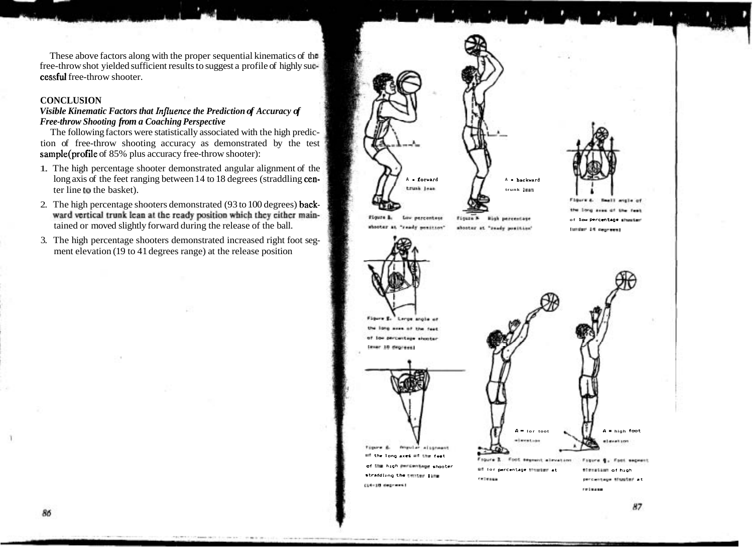These above factors along with the proper sequential kinematics of the free-throw shot yielded sufficient results to suggest a profile of highly successful free-throw shooter.

## CONCLUSION

***Visible Kinematic Factors that Influence the Prediction of Accuracy of Free-throw Shooting from a Coaching Perspective***

The following factors were statistically associated with the high prediction of free-throw shooting accuracy as demonstrated by the test sample(profile of 85% plus accuracy free-throw shooter):

1. The high percentage shooter demonstrated angular alignment of the long axis of the feet ranging between 14 to 18 degrees (straddling center line to the basket).
2. The high percentage shooters demonstrated (93 to 100 degrees) backward vertical trunk lean at the ready position which they either maintained or moved slightly forward during the release of the ball.
3. The high percentage shooters demonstrated increased right foot segment elevation (19 to 41 degrees range) at the release position

A = forward trunk lean

Figure 3. Low percentage shooter at "ready position"

A = backward trunk lean

Figure 4. High percentage shooter at "ready position"

Figure 4. Small angle of the long axes of the feet of low percentage shooter (under 14 degrees)

Figure 5. Large angle of the long axes of the feet of low percentage shooter (over 18 degrees)

Figure 6. Angular alignment of the long axes of the feet of the high percentage shooter straddling the center line (14-18 degrees)

A = low foot elevation

Figure 7. Foot segment elevation of low percentage shooter at release

A = high foot elevation

Figure 8. Foot segment elevation of high percentage shooter at release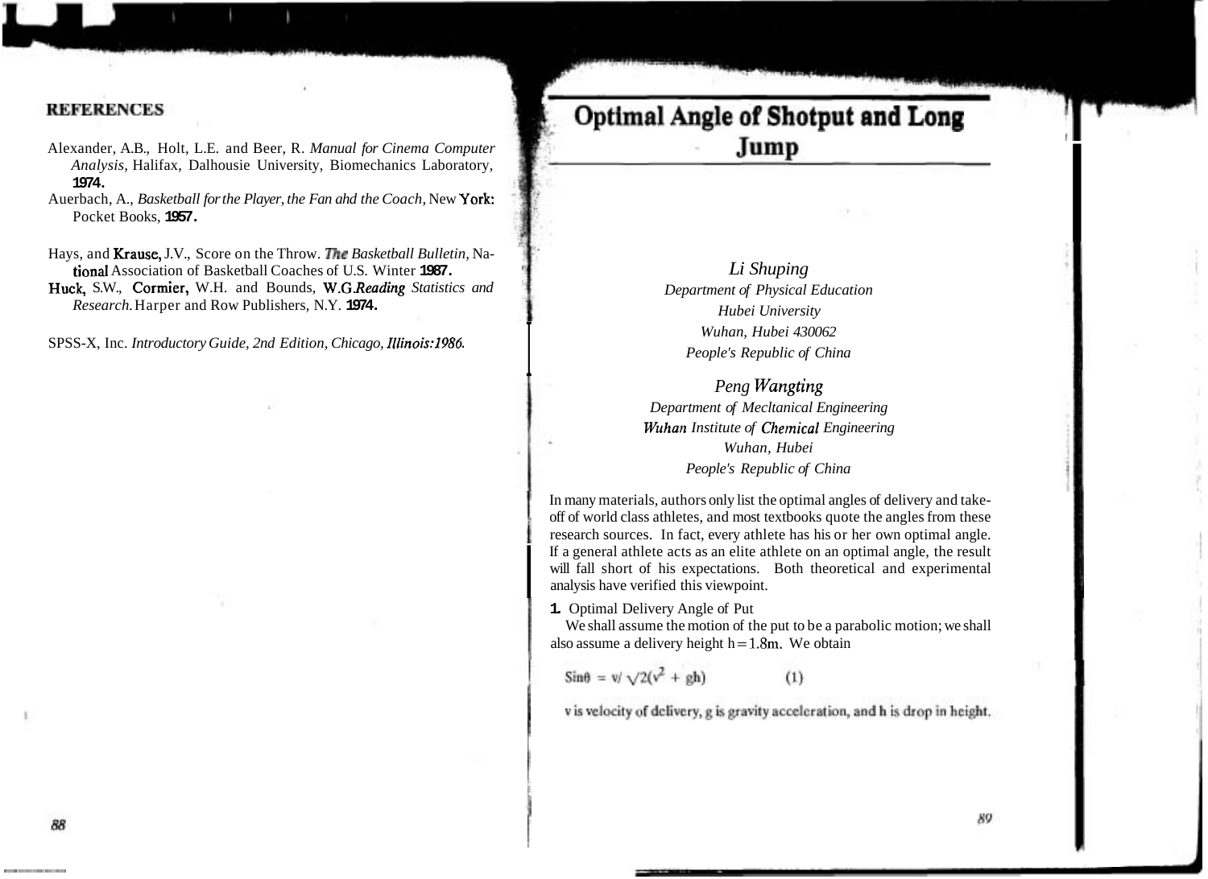## REFERENCES

Alexander, A.B., Holt, L.E. and Beer, R. *Manual for Cinema Computer Analysis*, Halifax, Dalhousie University, Biomechanics Laboratory, 1974.

Auerbach, A., *Basketball for the Player, the Fan ahd the Coach*, New York: Pocket Books, 1957.

Hays, and Krause, J.V., Score on the Throw. *The Basketball Bulletin*, National Association of Basketball Coaches of U.S. Winter 1987.

Huck, S.W., Cormier, W.H. and Bounds, W.G. *Reading Statistics and Research*. Harper and Row Publishers, N.Y. 1974.

SPSS-X, Inc. *Introductory Guide, 2nd Edition, Chicago, Illinois:1986.*

# Optimal Angle of Shotput and Long Jump

*Li Shuping*
*Department of Physical Education*
*Hubei University*
*Wuhan, Hubei 430062*
*People's Republic of China*

*Peng Wangting*
*Department of Mecltanical Engineering*
*Wuhan Institute of Chemical Engineering*
*Wuhan, Hubei*
*People's Republic of China*

In many materials, authors only list the optimal angles of delivery and take-off of world class athletes, and most textbooks quote the angles from these research sources. In fact, every athlete has his or her own optimal angle. If a general athlete acts as an elite athlete on an optimal angle, the result will fall short of his expectations. Both theoretical and experimental analysis have verified this viewpoint.

**1.** Optimal Delivery Angle of Put

We shall assume the motion of the put to be a parabolic motion; we shall also assume a delivery height $h = 1.8m$. We obtain

$$\sin\theta = v/\sqrt{2(v^2 + gh)} \qquad (1)$$

v is velocity of delivery, g is gravity acceleration, and h is drop in height.